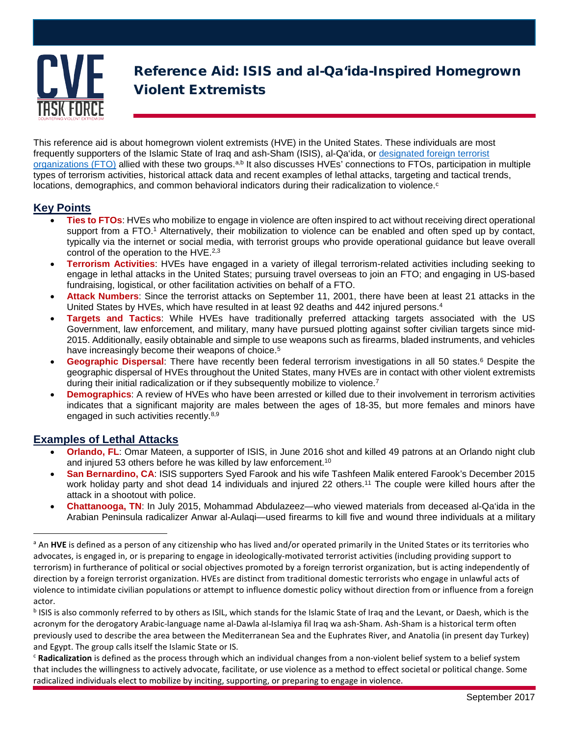# Reference Aid: ISIS and al-Qa'ida-Inspired Homegrown Violent Extremists

This reference aid is about homegrown violent extremists (HVE) in the United States. These individuals are most frequently supporters of the Islamic State of Iraq and ash-Sham (ISIS), al-Qa'ida, or [designated foreign terrorist organizations (FTO)](designated foreign terrorist organizations (FTO)) allied with these two groups.[a,b] It also discusses HVEs' connections to FTOs, participation in multiple types of terrorism activities, historical attack data and recent examples of lethal attacks, targeting and tactical trends, locations, demographics, and common behavioral indicators during their radicalization to violence.[c]

## Key Points

- **Ties to FTOs**: HVEs who mobilize to engage in violence are often inspired to act without receiving direct operational support from a FTO.[1] Alternatively, their mobilization to violence can be enabled and often sped up by contact, typically via the internet or social media, with terrorist groups who provide operational guidance but leave overall control of the operation to the HVE.[2,3]
- **Terrorism Activities**: HVEs have engaged in a variety of illegal terrorism-related activities including seeking to engage in lethal attacks in the United States; pursuing travel overseas to join an FTO; and engaging in US-based fundraising, logistical, or other facilitation activities on behalf of a FTO.
- **Attack Numbers**: Since the terrorist attacks on September 11, 2001, there have been at least 21 attacks in the United States by HVEs, which have resulted in at least 92 deaths and 442 injured persons.[4]
- **Targets and Tactics**: While HVEs have traditionally preferred attacking targets associated with the US Government, law enforcement, and military, many have pursued plotting against softer civilian targets since mid-2015. Additionally, easily obtainable and simple to use weapons such as firearms, bladed instruments, and vehicles have increasingly become their weapons of choice.[5]
- **Geographic Dispersal**: There have recently been federal terrorism investigations in all 50 states.[6] Despite the geographic dispersal of HVEs throughout the United States, many HVEs are in contact with other violent extremists during their initial radicalization or if they subsequently mobilize to violence.[7]
- **Demographics**: A review of HVEs who have been arrested or killed due to their involvement in terrorism activities indicates that a significant majority are males between the ages of 18-35, but more females and minors have engaged in such activities recently.[8,9]

## Examples of Lethal Attacks

- **Orlando, FL**: Omar Mateen, a supporter of ISIS, in June 2016 shot and killed 49 patrons at an Orlando night club and injured 53 others before he was killed by law enforcement.[10]
- **San Bernardino, CA**: ISIS supporters Syed Farook and his wife Tashfeen Malik entered Farook's December 2015 work holiday party and shot dead 14 individuals and injured 22 others.[11] The couple were killed hours after the attack in a shootout with police.
- **Chattanooga, TN**: In July 2015, Mohammad Abdulazeez—who viewed materials from deceased al-Qa'ida in the Arabian Peninsula radicalizer Anwar al-Aulaqi—used firearms to kill five and wound three individuals at a military

---

[a] An **HVE** is defined as a person of any citizenship who has lived and/or operated primarily in the United States or its territories who advocates, is engaged in, or is preparing to engage in ideologically-motivated terrorist activities (including providing support to terrorism) in furtherance of political or social objectives promoted by a foreign terrorist organization, but is acting independently of direction by a foreign terrorist organization. HVEs are distinct from traditional domestic terrorists who engage in unlawful acts of violence to intimidate civilian populations or attempt to influence domestic policy without direction from or influence from a foreign actor.

[b] ISIS is also commonly referred to by others as ISIL, which stands for the Islamic State of Iraq and the Levant, or Daesh, which is the acronym for the derogatory Arabic-language name al-Dawla al-Islamiya fil Iraq wa ash-Sham. Ash-Sham is a historical term often previously used to describe the area between the Mediterranean Sea and the Euphrates River, and Anatolia (in present day Turkey) and Egypt. The group calls itself the Islamic State or IS.

[c] **Radicalization** is defined as the process through which an individual changes from a non-violent belief system to a belief system that includes the willingness to actively advocate, facilitate, or use violence as a method to effect societal or political change. Some radicalized individuals elect to mobilize by inciting, supporting, or preparing to engage in violence.

September 2017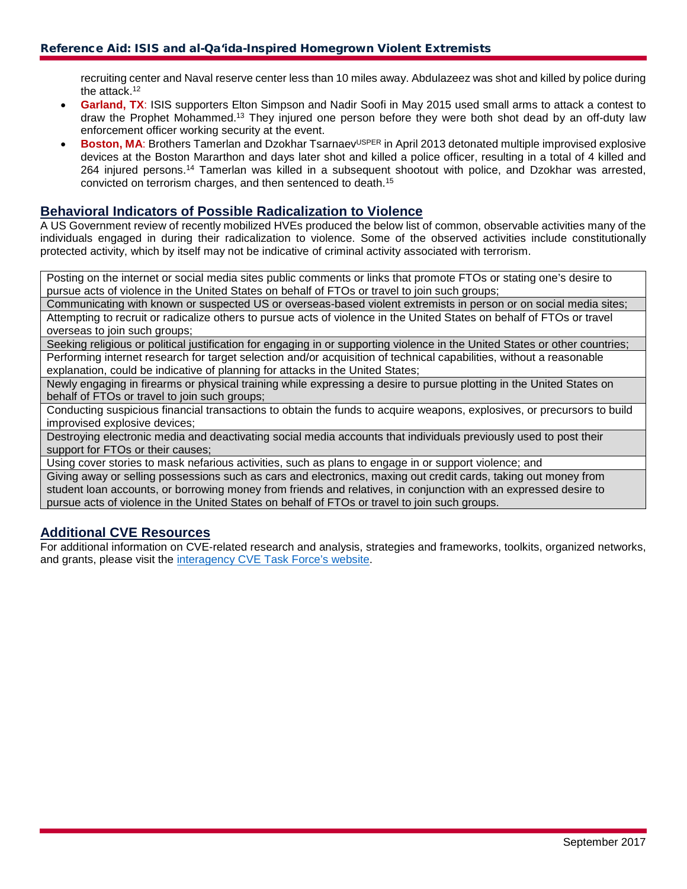recruiting center and Naval reserve center less than 10 miles away. Abdulazeez was shot and killed by police during the attack.[12]

- **Garland, TX**: ISIS supporters Elton Simpson and Nadir Soofi in May 2015 used small arms to attack a contest to draw the Prophet Mohammed.[13] They injured one person before they were both shot dead by an off-duty law enforcement officer working security at the event.
- **Boston, MA**: Brothers Tamerlan and Dzokhar Tsarnaev[USPER] in April 2013 detonated multiple improvised explosive devices at the Boston Mararthon and days later shot and killed a police officer, resulting in a total of 4 killed and 264 injured persons.[14] Tamerlan was killed in a subsequent shootout with police, and Dzokhar was arrested, convicted on terrorism charges, and then sentenced to death.[15]

## Behavioral Indicators of Possible Radicalization to Violence

A US Government review of recently mobilized HVEs produced the below list of common, observable activities many of the individuals engaged in during their radicalization to violence. Some of the observed activities include constitutionally protected activity, which by itself may not be indicative of criminal activity associated with terrorism.

| |
|---|
| Posting on the internet or social media sites public comments or links that promote FTOs or stating one's desire to pursue acts of violence in the United States on behalf of FTOs or travel to join such groups; |
| Communicating with known or suspected US or overseas-based violent extremists in person or on social media sites; |
| Attempting to recruit or radicalize others to pursue acts of violence in the United States on behalf of FTOs or travel overseas to join such groups; |
| Seeking religious or political justification for engaging in or supporting violence in the United States or other countries; |
| Performing internet research for target selection and/or acquisition of technical capabilities, without a reasonable explanation, could be indicative of planning for attacks in the United States; |
| Newly engaging in firearms or physical training while expressing a desire to pursue plotting in the United States on behalf of FTOs or travel to join such groups; |
| Conducting suspicious financial transactions to obtain the funds to acquire weapons, explosives, or precursors to build improvised explosive devices; |
| Destroying electronic media and deactivating social media accounts that individuals previously used to post their support for FTOs or their causes; |
| Using cover stories to mask nefarious activities, such as plans to engage in or support violence; and |
| Giving away or selling possessions such as cars and electronics, maxing out credit cards, taking out money from student loan accounts, or borrowing money from friends and relatives, in conjunction with an expressed desire to pursue acts of violence in the United States on behalf of FTOs or travel to join such groups. |

## Additional CVE Resources

For additional information on CVE-related research and analysis, strategies and frameworks, toolkits, organized networks, and grants, please visit the interagency CVE Task Force's website.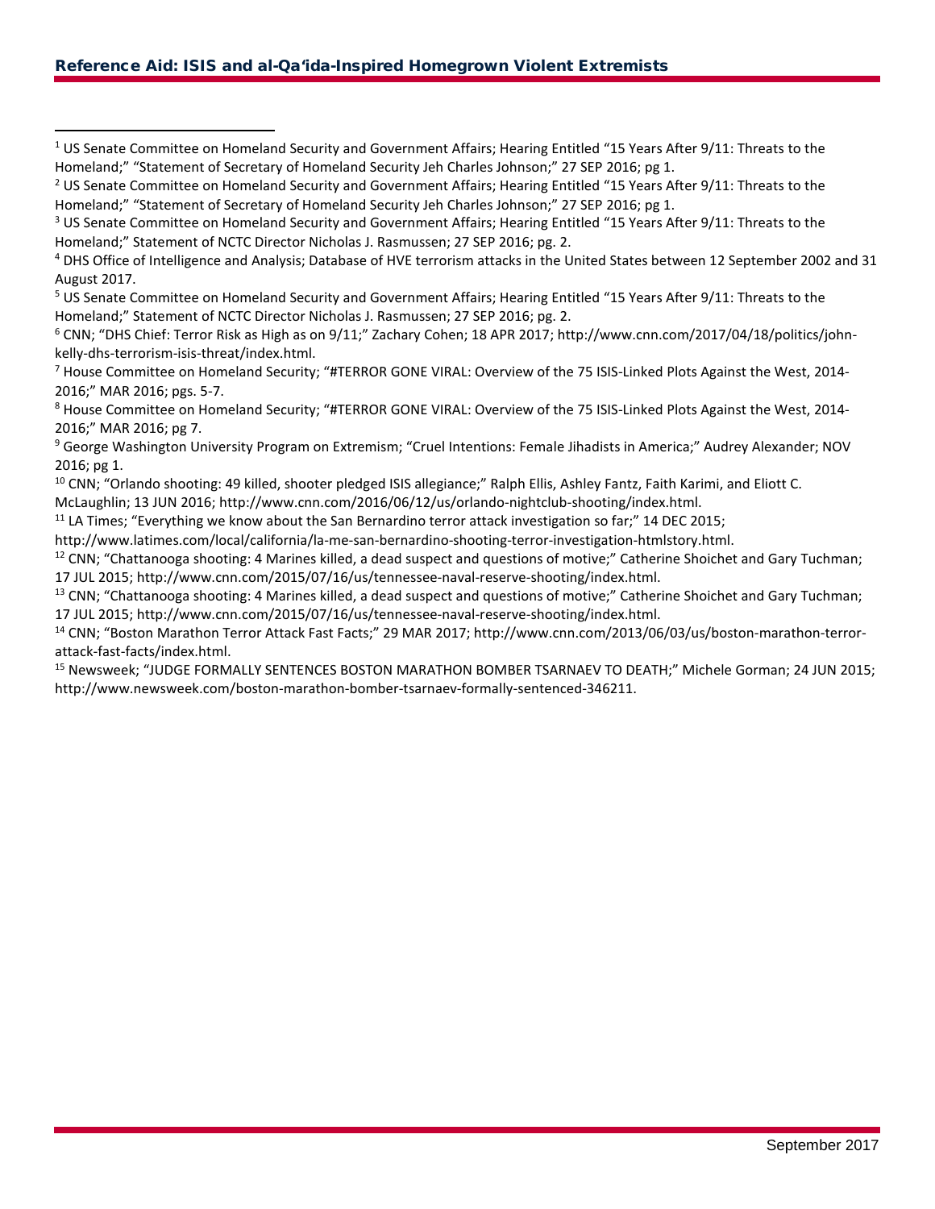[1] US Senate Committee on Homeland Security and Government Affairs; Hearing Entitled "15 Years After 9/11: Threats to the Homeland;" "Statement of Secretary of Homeland Security Jeh Charles Johnson;" 27 SEP 2016; pg 1.

[2] US Senate Committee on Homeland Security and Government Affairs; Hearing Entitled "15 Years After 9/11: Threats to the Homeland;" "Statement of Secretary of Homeland Security Jeh Charles Johnson;" 27 SEP 2016; pg 1.

[3] US Senate Committee on Homeland Security and Government Affairs; Hearing Entitled "15 Years After 9/11: Threats to the Homeland;" Statement of NCTC Director Nicholas J. Rasmussen; 27 SEP 2016; pg. 2.

[4] DHS Office of Intelligence and Analysis; Database of HVE terrorism attacks in the United States between 12 September 2002 and 31 August 2017.

[5] US Senate Committee on Homeland Security and Government Affairs; Hearing Entitled "15 Years After 9/11: Threats to the Homeland;" Statement of NCTC Director Nicholas J. Rasmussen; 27 SEP 2016; pg. 2.

[6] CNN; "DHS Chief: Terror Risk as High as on 9/11;" Zachary Cohen; 18 APR 2017; http://www.cnn.com/2017/04/18/politics/john-kelly-dhs-terrorism-isis-threat/index.html.

[7] House Committee on Homeland Security; "#TERROR GONE VIRAL: Overview of the 75 ISIS-Linked Plots Against the West, 2014-2016;" MAR 2016; pgs. 5-7.

[8] House Committee on Homeland Security; "#TERROR GONE VIRAL: Overview of the 75 ISIS-Linked Plots Against the West, 2014-2016;" MAR 2016; pg 7.

[9] George Washington University Program on Extremism; "Cruel Intentions: Female Jihadists in America;" Audrey Alexander; NOV 2016; pg 1.

[10] CNN; "Orlando shooting: 49 killed, shooter pledged ISIS allegiance;" Ralph Ellis, Ashley Fantz, Faith Karimi, and Eliott C. McLaughlin; 13 JUN 2016; http://www.cnn.com/2016/06/12/us/orlando-nightclub-shooting/index.html.

[11] LA Times; "Everything we know about the San Bernardino terror attack investigation so far;" 14 DEC 2015; http://www.latimes.com/local/california/la-me-san-bernardino-shooting-terror-investigation-htmlstory.html.

[12] CNN; "Chattanooga shooting: 4 Marines killed, a dead suspect and questions of motive;" Catherine Shoichet and Gary Tuchman; 17 JUL 2015; http://www.cnn.com/2015/07/16/us/tennessee-naval-reserve-shooting/index.html.

[13] CNN; "Chattanooga shooting: 4 Marines killed, a dead suspect and questions of motive;" Catherine Shoichet and Gary Tuchman; 17 JUL 2015; http://www.cnn.com/2015/07/16/us/tennessee-naval-reserve-shooting/index.html.

[14] CNN; "Boston Marathon Terror Attack Fast Facts;" 29 MAR 2017; http://www.cnn.com/2013/06/03/us/boston-marathon-terror-attack-fast-facts/index.html.

[15] Newsweek; "JUDGE FORMALLY SENTENCES BOSTON MARATHON BOMBER TSARNAEV TO DEATH;" Michele Gorman; 24 JUN 2015; http://www.newsweek.com/boston-marathon-bomber-tsarnaev-formally-sentenced-346211.